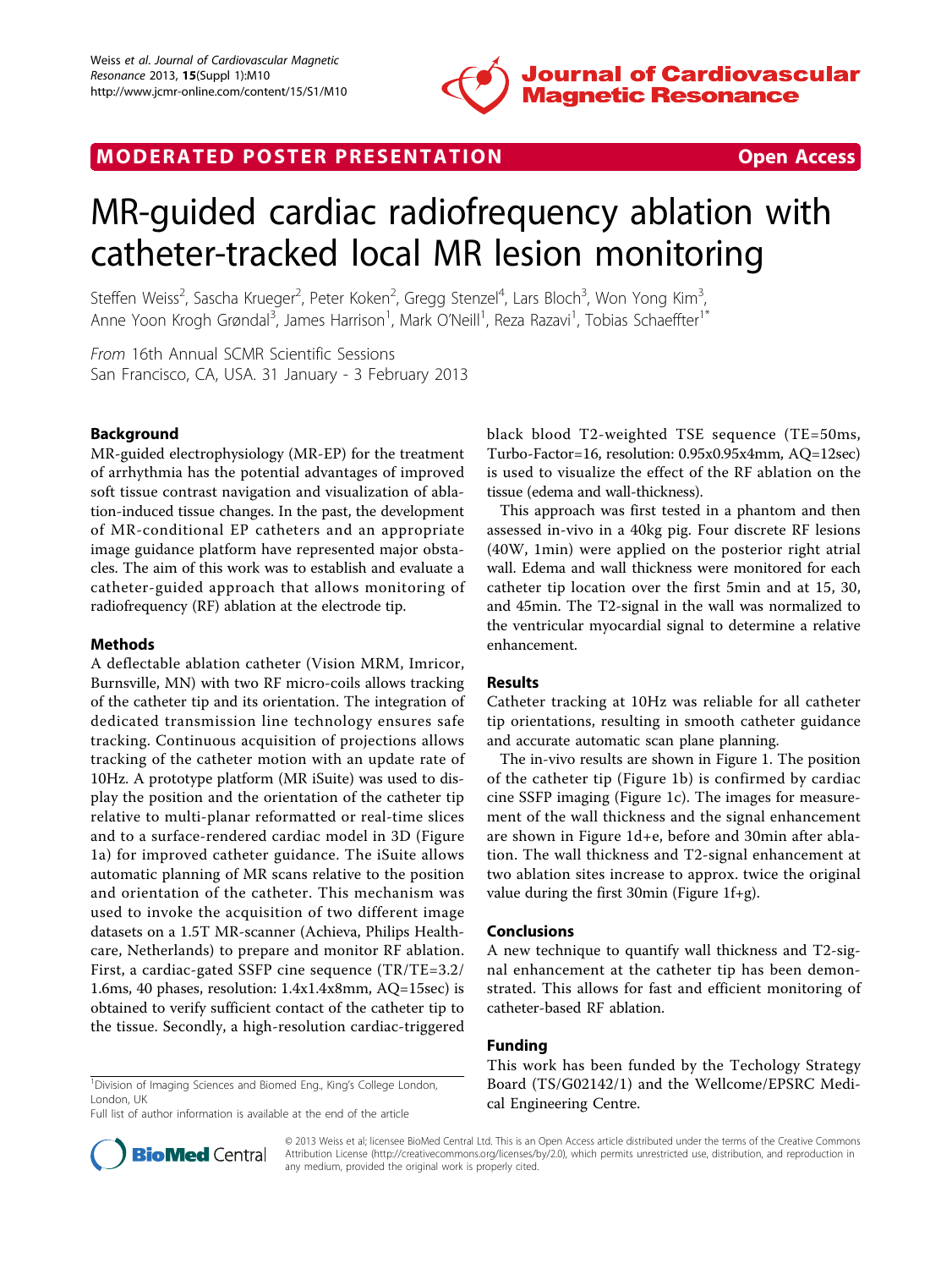MODERATED POSTER PRESENTATION **Open Access**

# MR-guided cardiac radiofrequency ablation with catheter-tracked local MR lesion monitoring

Steffen Weiss[2], Sascha Krueger[2], Peter Koken[2], Gregg Stenzel[4], Lars Bloch[3], Won Yong Kim[3], Anne Yoon Krogh Grøndal[3], James Harrison[1], Mark O'Neill[1], Reza Razavi[1], Tobias Schaeffter[1*]

*From* 16th Annual SCMR Scientific Sessions
San Francisco, CA, USA. 31 January - 3 February 2013

## Background

MR-guided electrophysiology (MR-EP) for the treatment of arrhythmia has the potential advantages of improved soft tissue contrast navigation and visualization of ablation-induced tissue changes. In the past, the development of MR-conditional EP catheters and an appropriate image guidance platform have represented major obstacles. The aim of this work was to establish and evaluate a catheter-guided approach that allows monitoring of radiofrequency (RF) ablation at the electrode tip.

## Methods

A deflectable ablation catheter (Vision MRM, Imricor, Burnsville, MN) with two RF micro-coils allows tracking of the catheter tip and its orientation. The integration of dedicated transmission line technology ensures safe tracking. Continuous acquisition of projections allows tracking of the catheter motion with an update rate of 10Hz. A prototype platform (MR iSuite) was used to display the position and the orientation of the catheter tip relative to multi-planar reformatted or real-time slices and to a surface-rendered cardiac model in 3D (Figure 1a) for improved catheter guidance. The iSuite allows automatic planning of MR scans relative to the position and orientation of the catheter. This mechanism was used to invoke the acquisition of two different image datasets on a 1.5T MR-scanner (Achieva, Philips Healthcare, Netherlands) to prepare and monitor RF ablation. First, a cardiac-gated SSFP cine sequence (TR/TE=3.2/1.6ms, 40 phases, resolution: 1.4x1.4x8mm, AQ=15sec) is obtained to verify sufficient contact of the catheter tip to the tissue. Secondly, a high-resolution cardiac-triggered black blood T2-weighted TSE sequence (TE=50ms, Turbo-Factor=16, resolution: 0.95x0.95x4mm, AQ=12sec) is used to visualize the effect of the RF ablation on the tissue (edema and wall-thickness).

This approach was first tested in a phantom and then assessed in-vivo in a 40kg pig. Four discrete RF lesions (40W, 1min) were applied on the posterior right atrial wall. Edema and wall thickness were monitored for each catheter tip location over the first 5min and at 15, 30, and 45min. The T2-signal in the wall was normalized to the ventricular myocardial signal to determine a relative enhancement.

## Results

Catheter tracking at 10Hz was reliable for all catheter tip orientations, resulting in smooth catheter guidance and accurate automatic scan plane planning.

The in-vivo results are shown in Figure 1. The position of the catheter tip (Figure 1b) is confirmed by cardiac cine SSFP imaging (Figure 1c). The images for measurement of the wall thickness and the signal enhancement are shown in Figure 1d+e, before and 30min after ablation. The wall thickness and T2-signal enhancement at two ablation sites increase to approx. twice the original value during the first 30min (Figure 1f+g).

## Conclusions

A new technique to quantify wall thickness and T2-signal enhancement at the catheter tip has been demonstrated. This allows for fast and efficient monitoring of catheter-based RF ablation.

## Funding

This work has been funded by the Techology Strategy Board (TS/G02142/1) and the Wellcome/EPSRC Medical Engineering Centre.

[1]Division of Imaging Sciences and Biomed Eng., King's College London, London, UK
Full list of author information is available at the end of the article

© 2013 Weiss et al; licensee BioMed Central Ltd. This is an Open Access article distributed under the terms of the Creative Commons Attribution License (http://creativecommons.org/licenses/by/2.0), which permits unrestricted use, distribution, and reproduction in any medium, provided the original work is properly cited.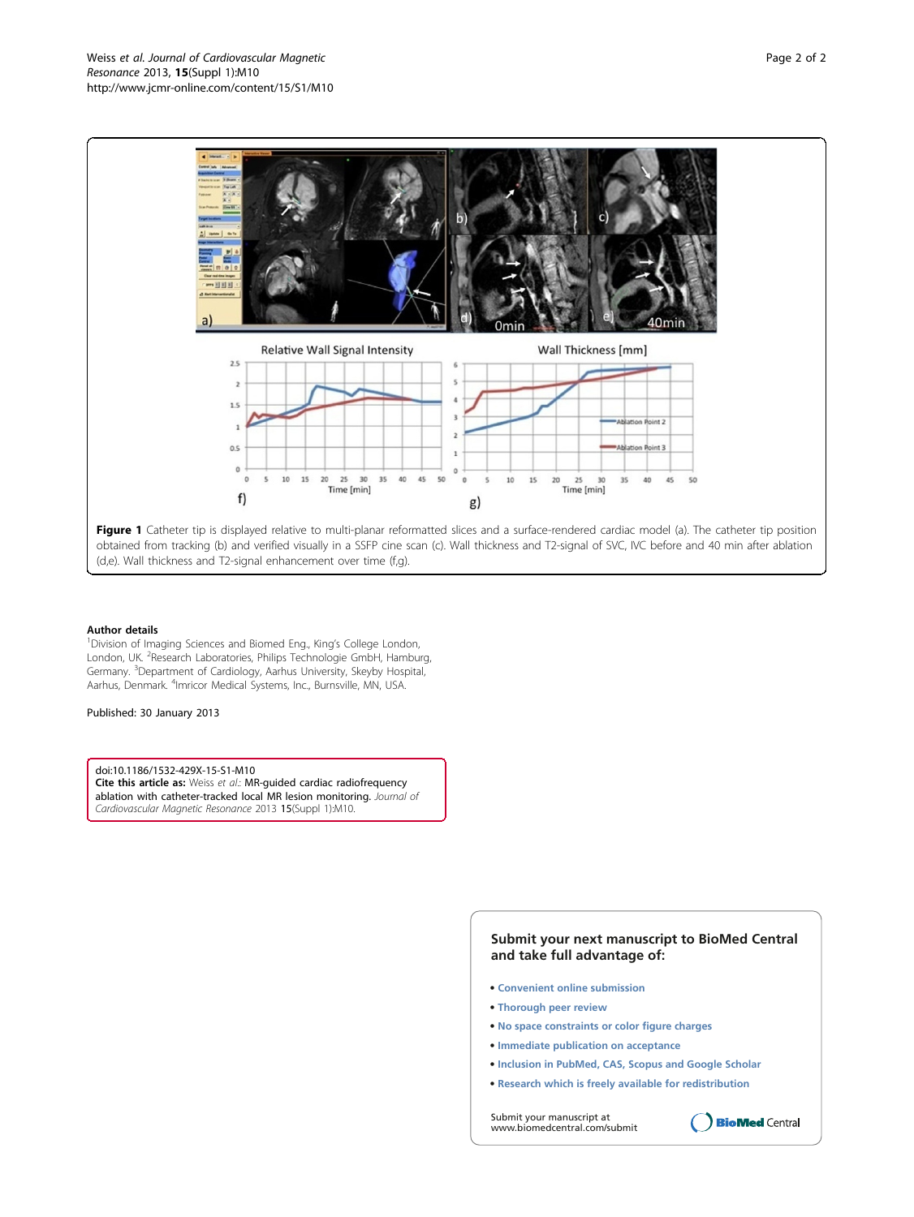Relative Wall Signal Intensity

2.5
2
1.5
1
0.5
0
0 5 10 15 20 25 30 35 40 45 50
Time [min]
f)

Wall Thickness [mm]

6
5
4
3
2
1
0
0 5 10 15 20 25 30 35 40 45 50
Time [min]
g)

Ablation Point 2

Ablation Point 3

**Figure 1** Catheter tip is displayed relative to multi-planar reformatted slices and a surface-rendered cardiac model (a). The catheter tip position obtained from tracking (b) and verified visually in a SSFP cine scan (c). Wall thickness and T2-signal of SVC, IVC before and 40 min after ablation (d,e). Wall thickness and T2-signal enhancement over time (f,g).

### Author details

[1]Division of Imaging Sciences and Biomed Eng., King's College London, London, UK. [2]Research Laboratories, Philips Technologie GmbH, Hamburg, Germany. [3]Department of Cardiology, Aarhus University, Skeyby Hospital, Aarhus, Denmark. [4]Imricor Medical Systems, Inc., Burnsville, MN, USA.

Published: 30 January 2013

doi:10.1186/1532-429X-15-S1-M10
**Cite this article as:** Weiss *et al.*: MR-guided cardiac radiofrequency ablation with catheter-tracked local MR lesion monitoring. *Journal of Cardiovascular Magnetic Resonance* 2013 **15**(Suppl 1):M10.

**Submit your next manuscript to BioMed Central and take full advantage of:**

- Convenient online submission
- Thorough peer review
- No space constraints or color figure charges
- Immediate publication on acceptance
- Inclusion in PubMed, CAS, Scopus and Google Scholar
- Research which is freely available for redistribution

Submit your manuscript at
www.biomedcentral.com/submit

BioMed Central